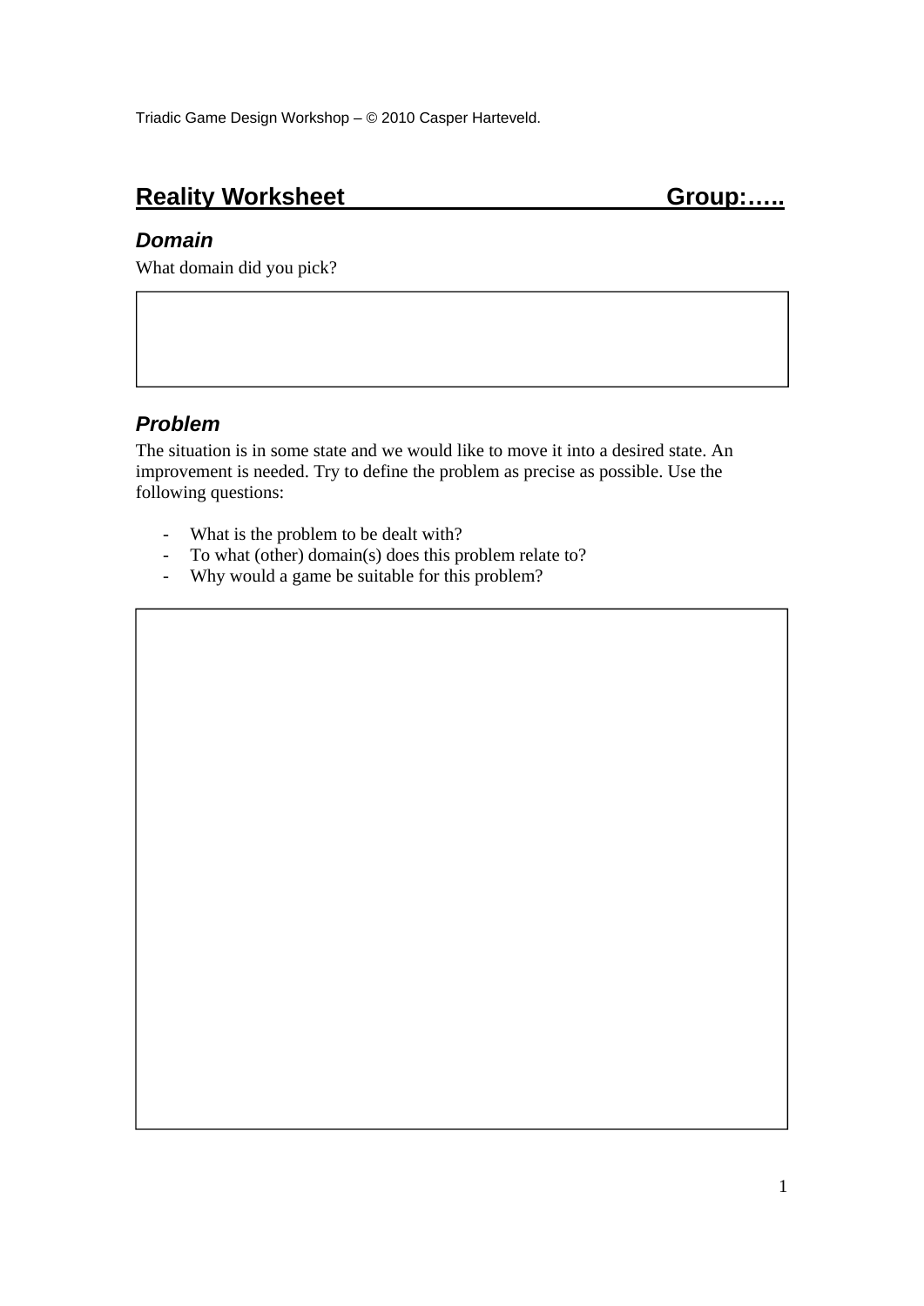Triadic Game Design Workshop – © 2010 Casper Harteveld.

# Reality Worksheet Group:…..

## *Domain*

What domain did you pick?

## *Problem*

The situation is in some state and we would like to move it into a desired state. An improvement is needed. Try to define the problem as precise as possible. Use the following questions:

- What is the problem to be dealt with?
- To what (other) domain(s) does this problem relate to?
- Why would a game be suitable for this problem?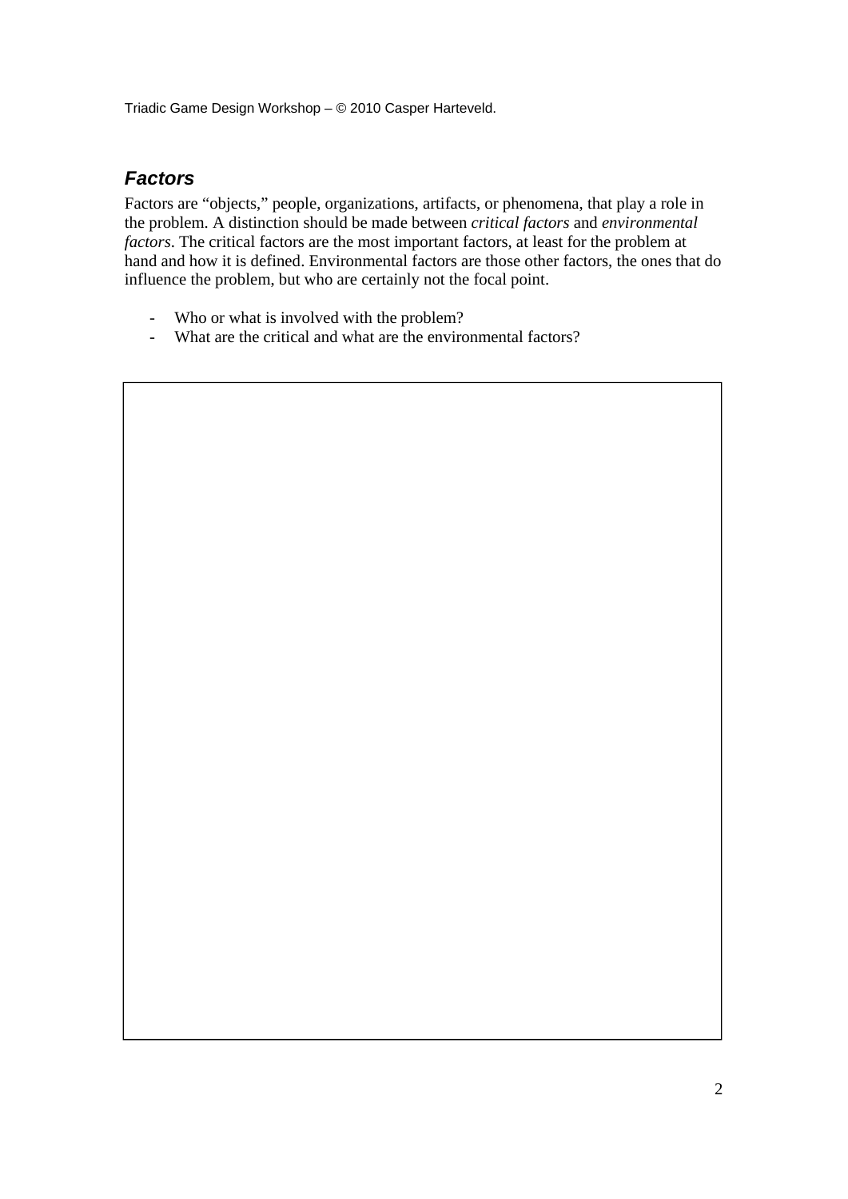## ***Factors***

Factors are "objects," people, organizations, artifacts, or phenomena, that play a role in the problem. A distinction should be made between *critical factors* and *environmental factors*. The critical factors are the most important factors, at least for the problem at hand and how it is defined. Environmental factors are those other factors, the ones that do influence the problem, but who are certainly not the focal point.

- Who or what is involved with the problem?
- What are the critical and what are the environmental factors?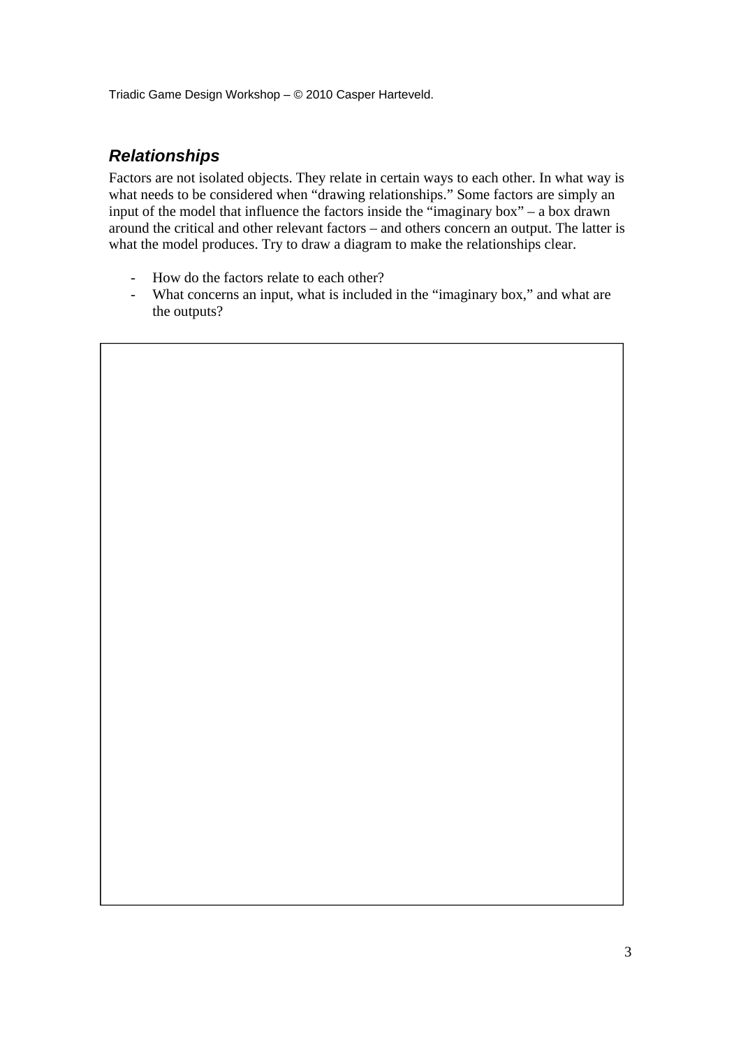## *Relationships*

Factors are not isolated objects. They relate in certain ways to each other. In what way is what needs to be considered when "drawing relationships." Some factors are simply an input of the model that influence the factors inside the "imaginary box" – a box drawn around the critical and other relevant factors – and others concern an output. The latter is what the model produces. Try to draw a diagram to make the relationships clear.

- How do the factors relate to each other?
- What concerns an input, what is included in the "imaginary box," and what are the outputs?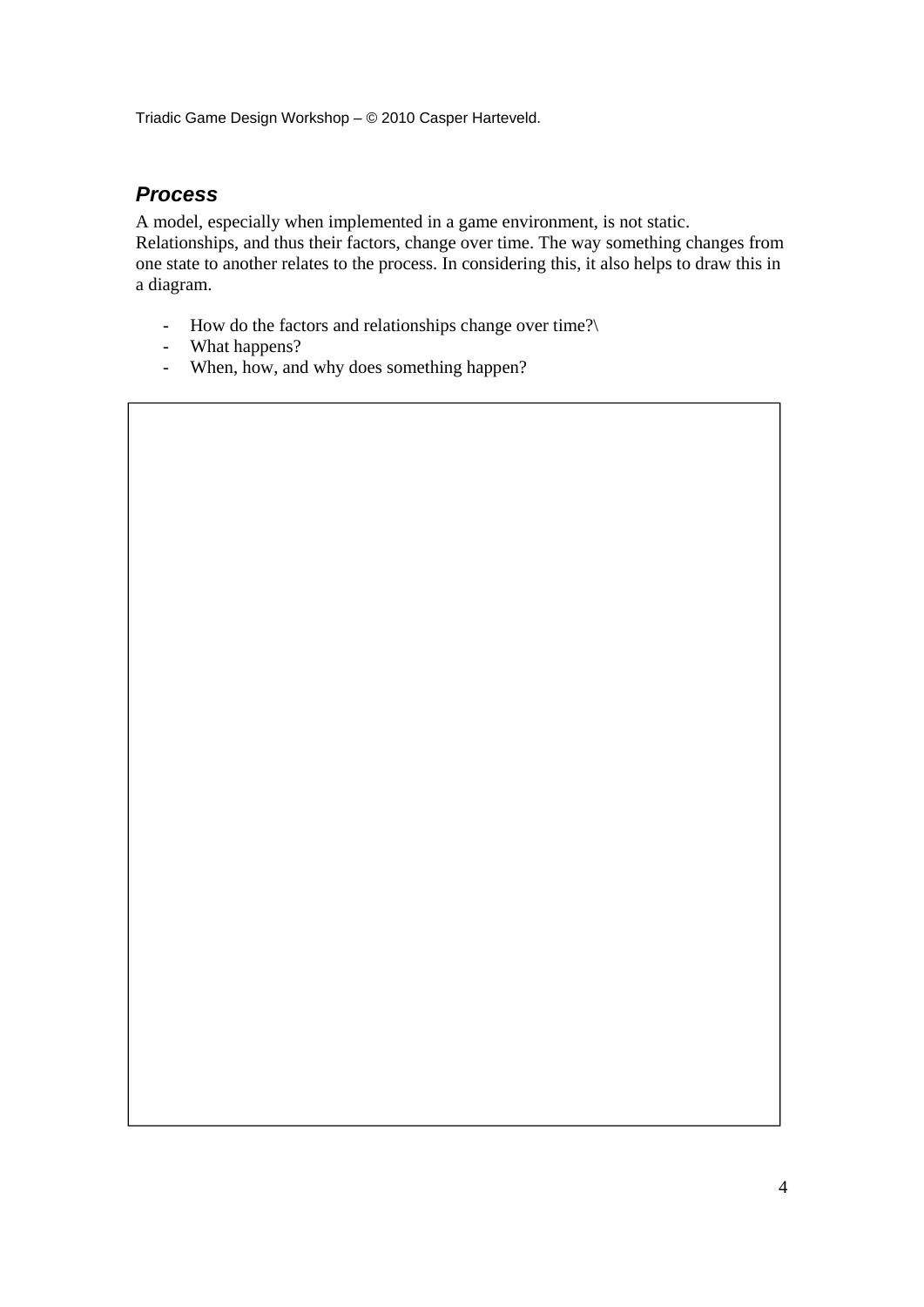## *Process*

A model, especially when implemented in a game environment, is not static. Relationships, and thus their factors, change over time. The way something changes from one state to another relates to the process. In considering this, it also helps to draw this in a diagram.

- How do the factors and relationships change over time?\
- What happens?
- When, how, and why does something happen?